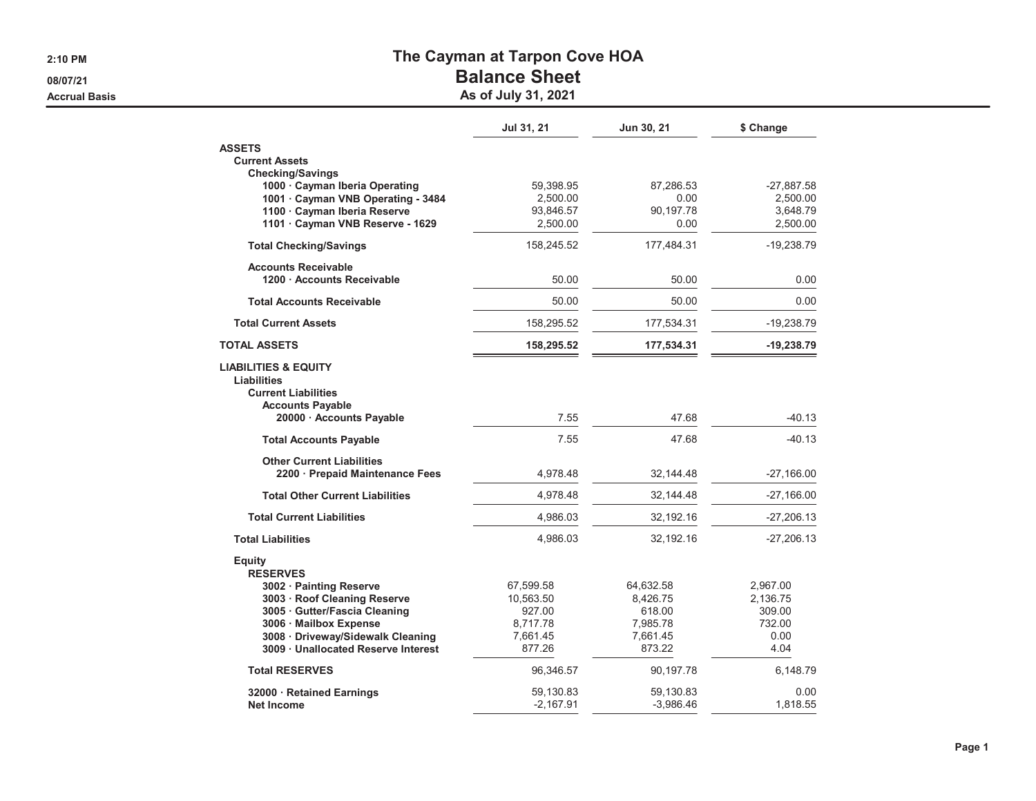# The Cayman at Tarpon Cove HOA

## Balance Sheet

### As of July 31, 2021

2:10 PM
08/07/21
Accrual Basis

| | Jul 31, 21 | Jun 30, 21 | $ Change |
|---|---|---|---|
| **ASSETS** | | | |
| **Current Assets** | | | |
| **Checking/Savings** | | | |
| **1000 · Cayman Iberia Operating** | 59,398.95 | 87,286.53 | -27,887.58 |
| **1001 · Cayman VNB Operating - 3484** | 2,500.00 | 0.00 | 2,500.00 |
| **1100 · Cayman Iberia Reserve** | 93,846.57 | 90,197.78 | 3,648.79 |
| **1101 · Cayman VNB Reserve - 1629** | 2,500.00 | 0.00 | 2,500.00 |
| **Total Checking/Savings** | 158,245.52 | 177,484.31 | -19,238.79 |
| **Accounts Receivable** | | | |
| **1200 · Accounts Receivable** | 50.00 | 50.00 | 0.00 |
| **Total Accounts Receivable** | 50.00 | 50.00 | 0.00 |
| **Total Current Assets** | 158,295.52 | 177,534.31 | -19,238.79 |
| **TOTAL ASSETS** | **158,295.52** | **177,534.31** | **-19,238.79** |
| **LIABILITIES & EQUITY** | | | |
| **Liabilities** | | | |
| **Current Liabilities** | | | |
| **Accounts Payable** | | | |
| **20000 · Accounts Payable** | 7.55 | 47.68 | -40.13 |
| **Total Accounts Payable** | 7.55 | 47.68 | -40.13 |
| **Other Current Liabilities** | | | |
| **2200 · Prepaid Maintenance Fees** | 4,978.48 | 32,144.48 | -27,166.00 |
| **Total Other Current Liabilities** | 4,978.48 | 32,144.48 | -27,166.00 |
| **Total Current Liabilities** | 4,986.03 | 32,192.16 | -27,206.13 |
| **Total Liabilities** | 4,986.03 | 32,192.16 | -27,206.13 |
| **Equity** | | | |
| **RESERVES** | | | |
| **3002 · Painting Reserve** | 67,599.58 | 64,632.58 | 2,967.00 |
| **3003 · Roof Cleaning Reserve** | 10,563.50 | 8,426.75 | 2,136.75 |
| **3005 · Gutter/Fascia Cleaning** | 927.00 | 618.00 | 309.00 |
| **3006 · Mailbox Expense** | 8,717.78 | 7,985.78 | 732.00 |
| **3008 · Driveway/Sidewalk Cleaning** | 7,661.45 | 7,661.45 | 0.00 |
| **3009 · Unallocated Reserve Interest** | 877.26 | 873.22 | 4.04 |
| **Total RESERVES** | 96,346.57 | 90,197.78 | 6,148.79 |
| **32000 · Retained Earnings** | 59,130.83 | 59,130.83 | 0.00 |
| **Net Income** | -2,167.91 | -3,986.46 | 1,818.55 |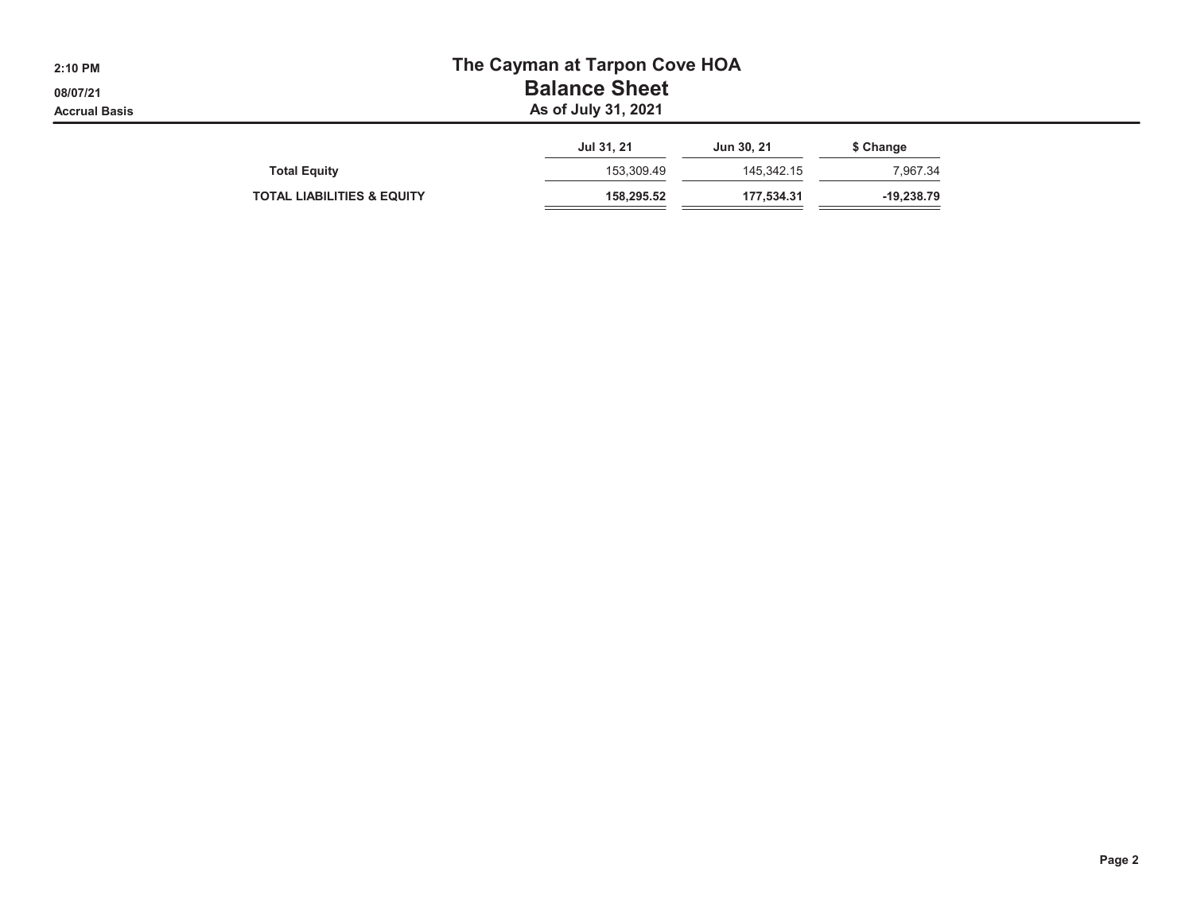# The Cayman at Tarpon Cove HOA

## Balance Sheet

### As of July 31, 2021

2:10 PM
08/07/21
Accrual Basis

| | Jul 31, 21 | Jun 30, 21 | $ Change |
|---|---|---|---|
| **Total Equity** | 153,309.49 | 145,342.15 | 7,967.34 |
| **TOTAL LIABILITIES & EQUITY** | **158,295.52** | **177,534.31** | **-19,238.79** |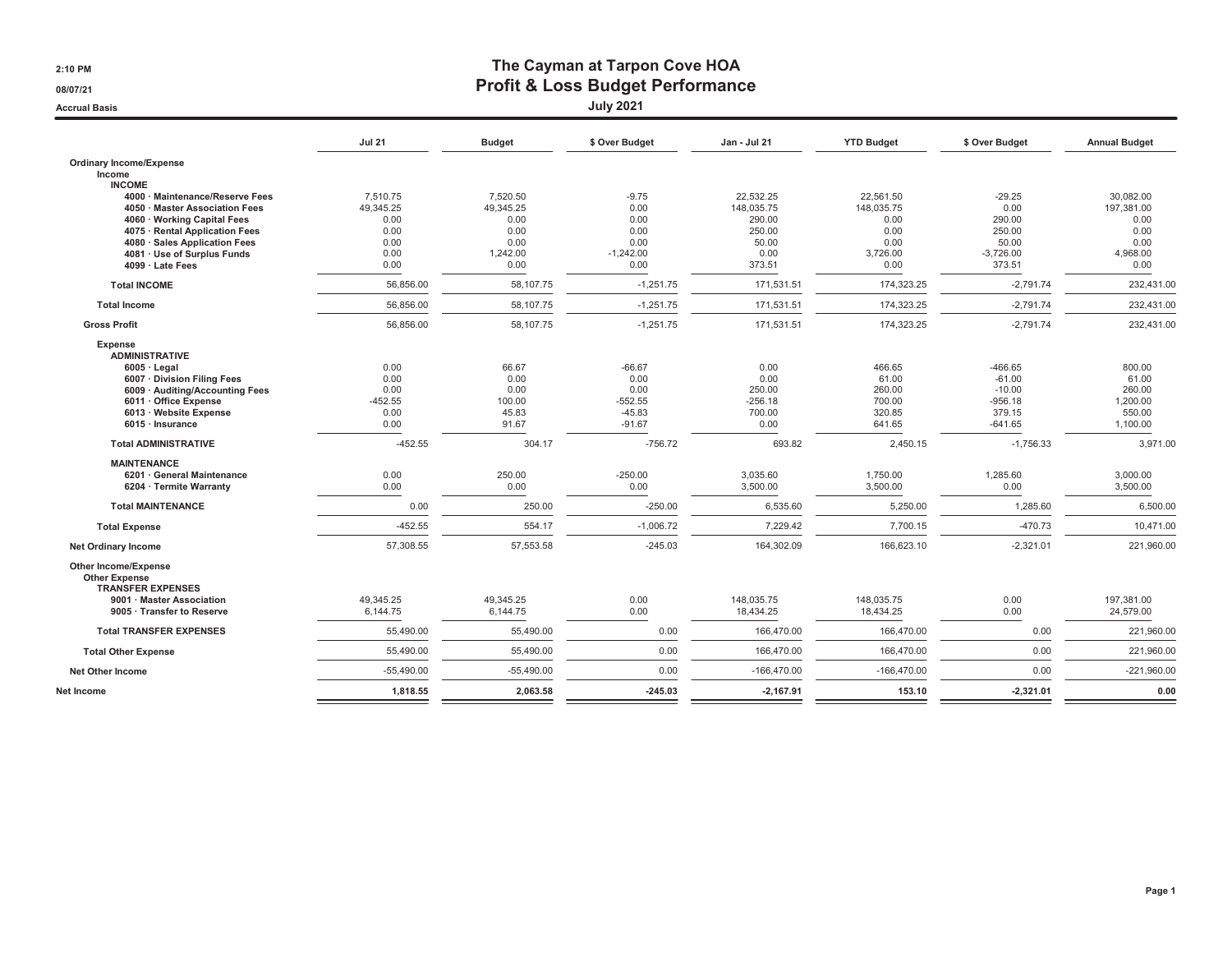2:10 PM

08/07/21

Accrual Basis

# The Cayman at Tarpon Cove HOA
## Profit & Loss Budget Performance
### July 2021

| | Jul 21 | Budget | $ Over Budget | Jan - Jul 21 | YTD Budget | $ Over Budget | Annual Budget |
|---|---|---|---|---|---|---|---|
| **Ordinary Income/Expense** | | | | | | | |
| **Income** | | | | | | | |
| **INCOME** | | | | | | | |
| **4000 · Maintenance/Reserve Fees** | 7,510.75 | 7,520.50 | -9.75 | 22,532.25 | 22,561.50 | -29.25 | 30,082.00 |
| **4050 · Master Association Fees** | 49,345.25 | 49,345.25 | 0.00 | 148,035.75 | 148,035.75 | 0.00 | 197,381.00 |
| **4060 · Working Capital Fees** | 0.00 | 0.00 | 0.00 | 290.00 | 0.00 | 290.00 | 0.00 |
| **4075 · Rental Application Fees** | 0.00 | 0.00 | 0.00 | 250.00 | 0.00 | 250.00 | 0.00 |
| **4080 · Sales Application Fees** | 0.00 | 0.00 | 0.00 | 50.00 | 0.00 | 50.00 | 0.00 |
| **4081 · Use of Surplus Funds** | 0.00 | 1,242.00 | -1,242.00 | 0.00 | 3,726.00 | -3,726.00 | 4,968.00 |
| **4099 · Late Fees** | 0.00 | 0.00 | 0.00 | 373.51 | 0.00 | 373.51 | 0.00 |
| **Total INCOME** | 56,856.00 | 58,107.75 | -1,251.75 | 171,531.51 | 174,323.25 | -2,791.74 | 232,431.00 |
| **Total Income** | 56,856.00 | 58,107.75 | -1,251.75 | 171,531.51 | 174,323.25 | -2,791.74 | 232,431.00 |
| **Gross Profit** | 56,856.00 | 58,107.75 | -1,251.75 | 171,531.51 | 174,323.25 | -2,791.74 | 232,431.00 |
| **Expense** | | | | | | | |
| **ADMINISTRATIVE** | | | | | | | |
| **6005 · Legal** | 0.00 | 66.67 | -66.67 | 0.00 | 466.65 | -466.65 | 800.00 |
| **6007 · Division Filing Fees** | 0.00 | 0.00 | 0.00 | 0.00 | 61.00 | -61.00 | 61.00 |
| **6009 · Auditing/Accounting Fees** | 0.00 | 0.00 | 0.00 | 250.00 | 260.00 | -10.00 | 260.00 |
| **6011 · Office Expense** | -452.55 | 100.00 | -552.55 | -256.18 | 700.00 | -956.18 | 1,200.00 |
| **6013 · Website Expense** | 0.00 | 45.83 | -45.83 | 700.00 | 320.85 | 379.15 | 550.00 |
| **6015 · Insurance** | 0.00 | 91.67 | -91.67 | 0.00 | 641.65 | -641.65 | 1,100.00 |
| **Total ADMINISTRATIVE** | -452.55 | 304.17 | -756.72 | 693.82 | 2,450.15 | -1,756.33 | 3,971.00 |
| **MAINTENANCE** | | | | | | | |
| **6201 · General Maintenance** | 0.00 | 250.00 | -250.00 | 3,035.60 | 1,750.00 | 1,285.60 | 3,000.00 |
| **6204 · Termite Warranty** | 0.00 | 0.00 | 0.00 | 3,500.00 | 3,500.00 | 0.00 | 3,500.00 |
| **Total MAINTENANCE** | 0.00 | 250.00 | -250.00 | 6,535.60 | 5,250.00 | 1,285.60 | 6,500.00 |
| **Total Expense** | -452.55 | 554.17 | -1,006.72 | 7,229.42 | 7,700.15 | -470.73 | 10,471.00 |
| **Net Ordinary Income** | 57,308.55 | 57,553.58 | -245.03 | 164,302.09 | 166,623.10 | -2,321.01 | 221,960.00 |
| **Other Income/Expense** | | | | | | | |
| **Other Expense** | | | | | | | |
| **TRANSFER EXPENSES** | | | | | | | |
| **9001 · Master Association** | 49,345.25 | 49,345.25 | 0.00 | 148,035.75 | 148,035.75 | 0.00 | 197,381.00 |
| **9005 · Transfer to Reserve** | 6,144.75 | 6,144.75 | 0.00 | 18,434.25 | 18,434.25 | 0.00 | 24,579.00 |
| **Total TRANSFER EXPENSES** | 55,490.00 | 55,490.00 | 0.00 | 166,470.00 | 166,470.00 | 0.00 | 221,960.00 |
| **Total Other Expense** | 55,490.00 | 55,490.00 | 0.00 | 166,470.00 | 166,470.00 | 0.00 | 221,960.00 |
| **Net Other Income** | -55,490.00 | -55,490.00 | 0.00 | -166,470.00 | -166,470.00 | 0.00 | -221,960.00 |
| **Net Income** | **1,818.55** | **2,063.58** | **-245.03** | **-2,167.91** | **153.10** | **-2,321.01** | **0.00** |